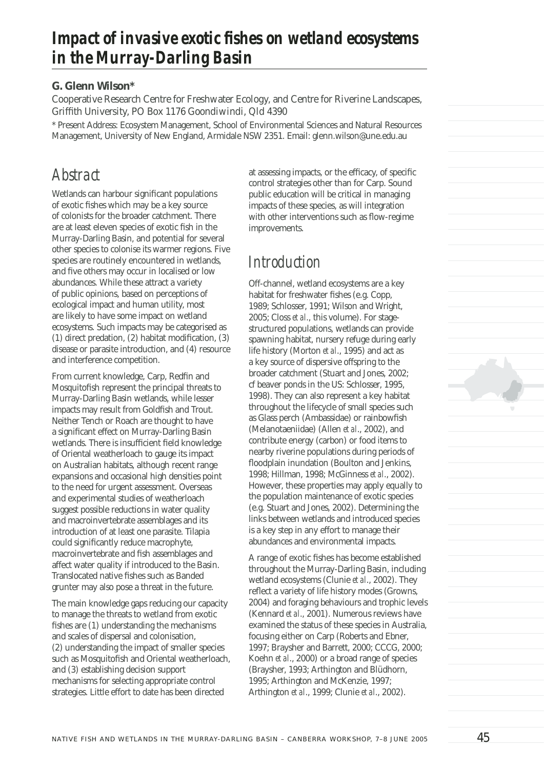# Impact of invasive exotic fishes on wetland ecosystems in the Murray-Darling Basin

**G. Glenn Wilson***

Cooperative Research Centre for Freshwater Ecology, and Centre for Riverine Landscapes, Griffith University, PO Box 1176 Goondiwindi, Qld 4390

\* Present Address: Ecosystem Management, School of Environmental Sciences and Natural Resources Management, University of New England, Armidale NSW 2351. Email: glenn.wilson@une.edu.au

## Abstract

Wetlands can harbour significant populations of exotic fishes which may be a key source of colonists for the broader catchment. There are at least eleven species of exotic fish in the Murray-Darling Basin, and potential for several other species to colonise its warmer regions. Five species are routinely encountered in wetlands, and five others may occur in localised or low abundances. While these attract a variety of public opinions, based on perceptions of ecological impact and human utility, most are likely to have some impact on wetland ecosystems. Such impacts may be categorised as (1) direct predation, (2) habitat modification, (3) disease or parasite introduction, and (4) resource and interference competition.

From current knowledge, Carp, Redfin and Mosquitofish represent the principal threats to Murray-Darling Basin wetlands, while lesser impacts may result from Goldfish and Trout. Neither Tench or Roach are thought to have a significant effect on Murray-Darling Basin wetlands. There is insufficient field knowledge of Oriental weatherloach to gauge its impact on Australian habitats, although recent range expansions and occasional high densities point to the need for urgent assessment. Overseas and experimental studies of weatherloach suggest possible reductions in water quality and macroinvertebrate assemblages and its introduction of at least one parasite. Tilapia could significantly reduce macrophyte, macroinvertebrate and fish assemblages and affect water quality if introduced to the Basin. Translocated native fishes such as Banded grunter may also pose a threat in the future.

The main knowledge gaps reducing our capacity to manage the threats to wetland from exotic fishes are (1) understanding the mechanisms and scales of dispersal and colonisation, (2) understanding the impact of smaller species such as Mosquitofish and Oriental weatherloach, and (3) establishing decision support mechanisms for selecting appropriate control strategies. Little effort to date has been directed at assessing impacts, or the efficacy, of specific control strategies other than for Carp. Sound public education will be critical in managing impacts of these species, as will integration with other interventions such as flow-regime improvements.

## Introduction

Off-channel, wetland ecosystems are a key habitat for freshwater fishes (e.g. Copp, 1989; Schlosser, 1991; Wilson and Wright, 2005; Closs *et al*., this volume). For stage-structured populations, wetlands can provide spawning habitat, nursery refuge during early life history (Morton *et al*., 1995) and act as a key source of dispersive offspring to the broader catchment (Stuart and Jones, 2002; cf beaver ponds in the US: Schlosser, 1995, 1998). They can also represent a key habitat throughout the lifecycle of small species such as Glass perch (Ambassidae) or rainbowfish (Melanotaeniidae) (Allen *et al*., 2002), and contribute energy (carbon) or food items to nearby riverine populations during periods of floodplain inundation (Boulton and Jenkins, 1998; Hillman, 1998; McGinness *et al*., 2002). However, these properties may apply equally to the population maintenance of exotic species (e.g. Stuart and Jones, 2002). Determining the links between wetlands and introduced species is a key step in any effort to manage their abundances and environmental impacts.

A range of exotic fishes has become established throughout the Murray-Darling Basin, including wetland ecosystems (Clunie *et al*., 2002). They reflect a variety of life history modes (Growns, 2004) and foraging behaviours and trophic levels (Kennard *et al*., 2001). Numerous reviews have examined the status of these species in Australia, focusing either on Carp (Roberts and Ebner, 1997; Braysher and Barrett, 2000; CCCG, 2000; Koehn *et al*., 2000) or a broad range of species (Braysher, 1993; Arthington and Blüdhorn, 1995; Arthington and McKenzie, 1997; Arthington *et al*., 1999; Clunie *et al*., 2002).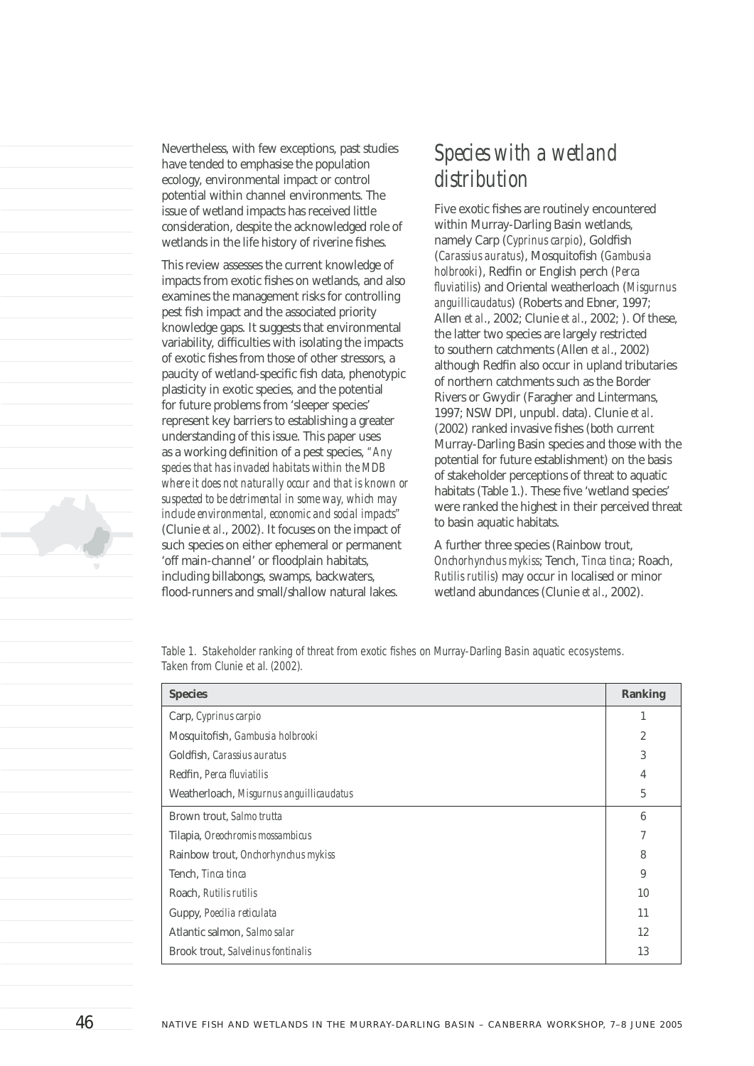Nevertheless, with few exceptions, past studies have tended to emphasise the population ecology, environmental impact or control potential within channel environments. The issue of wetland impacts has received little consideration, despite the acknowledged role of wetlands in the life history of riverine fishes.

This review assesses the current knowledge of impacts from exotic fishes on wetlands, and also examines the management risks for controlling pest fish impact and the associated priority knowledge gaps. It suggests that environmental variability, difficulties with isolating the impacts of exotic fishes from those of other stressors, a paucity of wetland-specific fish data, phenotypic plasticity in exotic species, and the potential for future problems from 'sleeper species' represent key barriers to establishing a greater understanding of this issue. This paper uses as a working definition of a pest species, *"Any species that has invaded habitats within the MDB where it does not naturally occur and that is known or suspected to be detrimental in some way, which may include environmental, economic and social impacts"* (Clunie *et al*., 2002). It focuses on the impact of such species on either ephemeral or permanent 'off main-channel' or floodplain habitats, including billabongs, swamps, backwaters, flood-runners and small/shallow natural lakes.

## *Species with a wetland distribution*

Five exotic fishes are routinely encountered within Murray-Darling Basin wetlands, namely Carp (*Cyprinus carpio*), Goldfish (*Carassius auratus*), Mosquitofish (*Gambusia holbrooki*), Redfin or English perch (*Perca fluviatilis*) and Oriental weatherloach (*Misgurnus anguillicaudatus*) (Roberts and Ebner, 1997; Allen *et al*., 2002; Clunie *et al*., 2002; ). Of these, the latter two species are largely restricted to southern catchments (Allen *et al*., 2002) although Redfin also occur in upland tributaries of northern catchments such as the Border Rivers or Gwydir (Faragher and Lintermans, 1997; NSW DPI, unpubl. data). Clunie *et al*. (2002) ranked invasive fishes (both current Murray-Darling Basin species and those with the potential for future establishment) on the basis of stakeholder perceptions of threat to aquatic habitats (Table 1.). These five 'wetland species' were ranked the highest in their perceived threat to basin aquatic habitats.

A further three species (Rainbow trout, *Onchorhynchus mykiss*; Tench, *Tinca tinca*; Roach, *Rutilis rutilis*) may occur in localised or minor wetland abundances (Clunie *et al*., 2002).

*Table 1. Stakeholder ranking of threat from exotic fishes on Murray-Darling Basin aquatic ecosystems. Taken from Clunie et al. (2002).*

| **Species** | **Ranking** |
|---|---|
| Carp, *Cyprinus carpio* | 1 |
| Mosquitofish, *Gambusia holbrooki* | 2 |
| Goldfish, *Carassius auratus* | 3 |
| Redfin, *Perca fluviatilis* | 4 |
| Weatherloach, *Misgurnus anguillicaudatus* | 5 |
| Brown trout, *Salmo trutta* | 6 |
| Tilapia, *Oreochromis mossambicus* | 7 |
| Rainbow trout, *Onchorhynchus mykiss* | 8 |
| Tench, *Tinca tinca* | 9 |
| Roach, *Rutilis rutilis* | 10 |
| Guppy, *Poecilia reticulata* | 11 |
| Atlantic salmon, *Salmo salar* | 12 |
| Brook trout, *Salvelinus fontinalis* | 13 |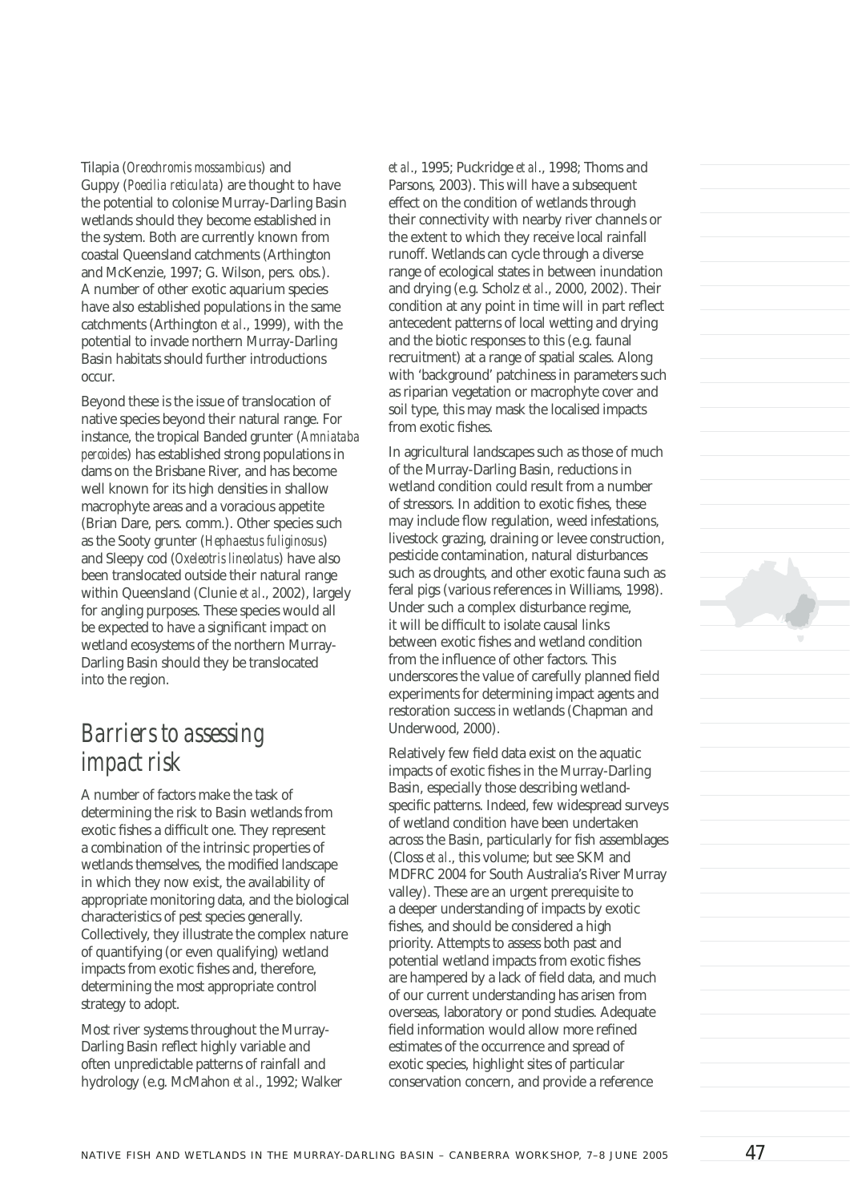Tilapia (*Oreochromis mossambicus*) and Guppy (*Poeclia reticulata*) are thought to have the potential to colonise Murray-Darling Basin wetlands should they become established in the system. Both are currently known from coastal Queensland catchments (Arthington and McKenzie, 1997; G. Wilson, pers. obs.). A number of other exotic aquarium species have also established populations in the same catchments (Arthington *et al*., 1999), with the potential to invade northern Murray-Darling Basin habitats should further introductions occur.

Beyond these is the issue of translocation of native species beyond their natural range. For instance, the tropical Banded grunter (*Amniataba percoides*) has established strong populations in dams on the Brisbane River, and has become well known for its high densities in shallow macrophyte areas and a voracious appetite (Brian Dare, pers. comm.). Other species such as the Sooty grunter (*Hephaestus fuliginosus*) and Sleepy cod (*Oxeleotris lineolatus*) have also been translocated outside their natural range within Queensland (Clunie *et al*., 2002), largely for angling purposes. These species would all be expected to have a significant impact on wetland ecosystems of the northern Murray-Darling Basin should they be translocated into the region.

## Barriers to assessing impact risk

A number of factors make the task of determining the risk to Basin wetlands from exotic fishes a difficult one. They represent a combination of the intrinsic properties of wetlands themselves, the modified landscape in which they now exist, the availability of appropriate monitoring data, and the biological characteristics of pest species generally. Collectively, they illustrate the complex nature of quantifying (or even qualifying) wetland impacts from exotic fishes and, therefore, determining the most appropriate control strategy to adopt.

Most river systems throughout the Murray-Darling Basin reflect highly variable and often unpredictable patterns of rainfall and hydrology (e.g. McMahon *et al*., 1992; Walker *et al*., 1995; Puckridge *et al*., 1998; Thoms and Parsons, 2003). This will have a subsequent effect on the condition of wetlands through their connectivity with nearby river channels or the extent to which they receive local rainfall runoff. Wetlands can cycle through a diverse range of ecological states in between inundation and drying (e.g. Scholz *et al*., 2000, 2002). Their condition at any point in time will in part reflect antecedent patterns of local wetting and drying and the biotic responses to this (e.g. faunal recruitment) at a range of spatial scales. Along with 'background' patchiness in parameters such as riparian vegetation or macrophyte cover and soil type, this may mask the localised impacts from exotic fishes.

In agricultural landscapes such as those of much of the Murray-Darling Basin, reductions in wetland condition could result from a number of stressors. In addition to exotic fishes, these may include flow regulation, weed infestations, livestock grazing, draining or levee construction, pesticide contamination, natural disturbances such as droughts, and other exotic fauna such as feral pigs (various references in Williams, 1998). Under such a complex disturbance regime, it will be difficult to isolate causal links between exotic fishes and wetland condition from the influence of other factors. This underscores the value of carefully planned field experiments for determining impact agents and restoration success in wetlands (Chapman and Underwood, 2000).

Relatively few field data exist on the aquatic impacts of exotic fishes in the Murray-Darling Basin, especially those describing wetland-specific patterns. Indeed, few widespread surveys of wetland condition have been undertaken across the Basin, particularly for fish assemblages (Closs *et al*., this volume; but see SKM and MDFRC 2004 for South Australia's River Murray valley). These are an urgent prerequisite to a deeper understanding of impacts by exotic fishes, and should be considered a high priority. Attempts to assess both past and potential wetland impacts from exotic fishes are hampered by a lack of field data, and much of our current understanding has arisen from overseas, laboratory or pond studies. Adequate field information would allow more refined estimates of the occurrence and spread of exotic species, highlight sites of particular conservation concern, and provide a reference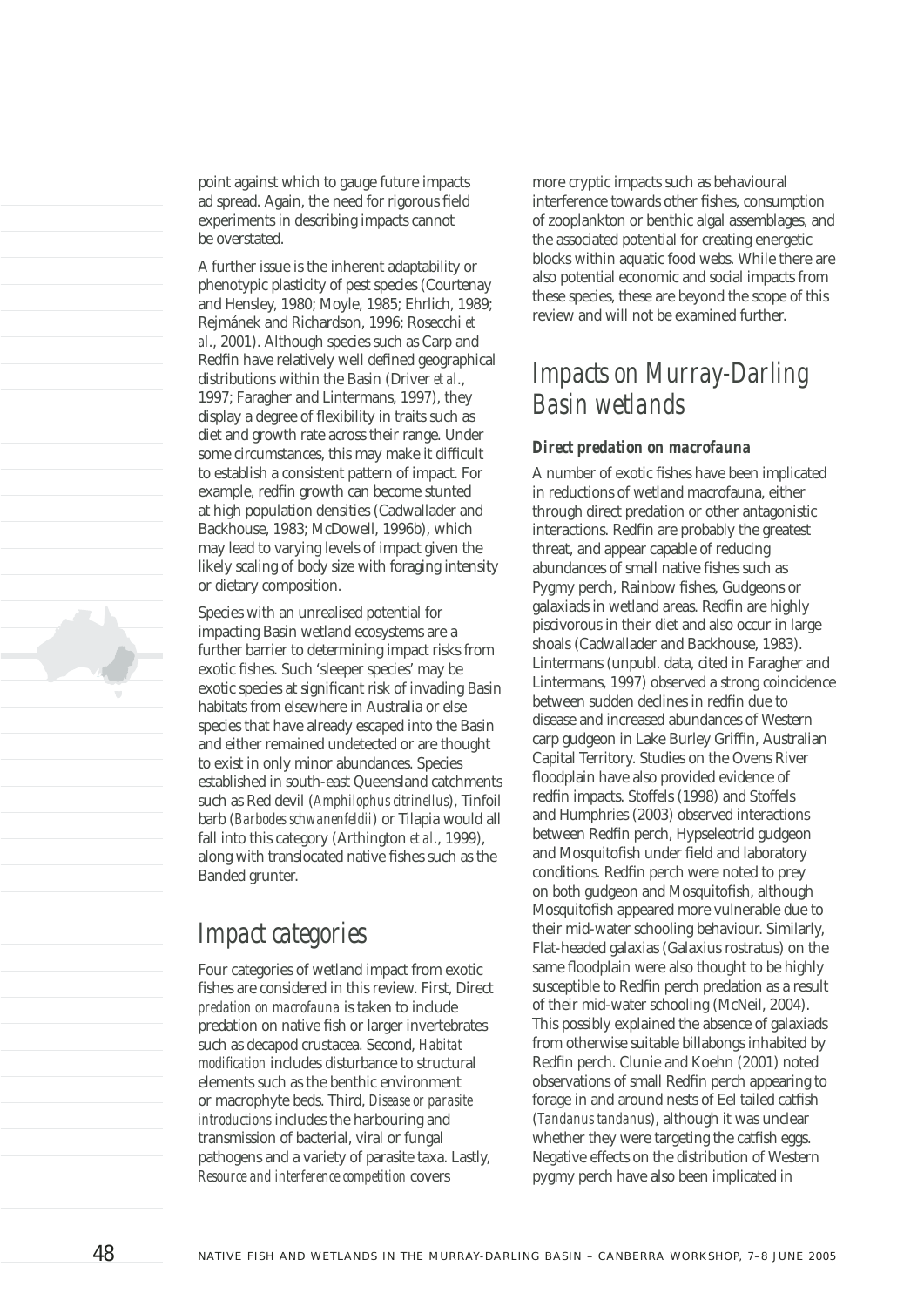point against which to gauge future impacts ad spread. Again, the need for rigorous field experiments in describing impacts cannot be overstated.

A further issue is the inherent adaptability or phenotypic plasticity of pest species (Courtenay and Hensley, 1980; Moyle, 1985; Ehrlich, 1989; Rejmánek and Richardson, 1996; Rosecchi *et al*., 2001). Although species such as Carp and Redfin have relatively well defined geographical distributions within the Basin (Driver *et al*., 1997; Faragher and Lintermans, 1997), they display a degree of flexibility in traits such as diet and growth rate across their range. Under some circumstances, this may make it difficult to establish a consistent pattern of impact. For example, redfin growth can become stunted at high population densities (Cadwallader and Backhouse, 1983; McDowell, 1996b), which may lead to varying levels of impact given the likely scaling of body size with foraging intensity or dietary composition.

Species with an unrealised potential for impacting Basin wetland ecosystems are a further barrier to determining impact risks from exotic fishes. Such 'sleeper species' may be exotic species at significant risk of invading Basin habitats from elsewhere in Australia or else species that have already escaped into the Basin and either remained undetected or are thought to exist in only minor abundances. Species established in south-east Queensland catchments such as Red devil (*Amphilophus citrinellus*), Tinfoil barb (*Barbodes schwanenfeldii*) or Tilapia would all fall into this category (Arthington *et al*., 1999), along with translocated native fishes such as the Banded grunter.

## Impact categories

Four categories of wetland impact from exotic fishes are considered in this review. First, Direct *predation on macrofauna* is taken to include predation on native fish or larger invertebrates such as decapod crustacea. Second, *Habitat modification* includes disturbance to structural elements such as the benthic environment or macrophyte beds. Third, *Disease or parasite introductions* includes the harbouring and transmission of bacterial, viral or fungal pathogens and a variety of parasite taxa. Lastly, *Resource and interference competition* covers more cryptic impacts such as behavioural interference towards other fishes, consumption of zooplankton or benthic algal assemblages, and the associated potential for creating energetic blocks within aquatic food webs. While there are also potential economic and social impacts from these species, these are beyond the scope of this review and will not be examined further.

## Impacts on Murray-Darling Basin wetlands

### *Direct predation on macrofauna*

A number of exotic fishes have been implicated in reductions of wetland macrofauna, either through direct predation or other antagonistic interactions. Redfin are probably the greatest threat, and appear capable of reducing abundances of small native fishes such as Pygmy perch, Rainbow fishes, Gudgeons or galaxiads in wetland areas. Redfin are highly piscivorous in their diet and also occur in large shoals (Cadwallader and Backhouse, 1983). Lintermans (unpubl. data, cited in Faragher and Lintermans, 1997) observed a strong coincidence between sudden declines in redfin due to disease and increased abundances of Western carp gudgeon in Lake Burley Griffin, Australian Capital Territory. Studies on the Ovens River floodplain have also provided evidence of redfin impacts. Stoffels (1998) and Stoffels and Humphries (2003) observed interactions between Redfin perch, Hypseleotrid gudgeon and Mosquitofish under field and laboratory conditions. Redfin perch were noted to prey on both gudgeon and Mosquitofish, although Mosquitofish appeared more vulnerable due to their mid-water schooling behaviour. Similarly, Flat-headed galaxias (Galaxius rostratus) on the same floodplain were also thought to be highly susceptible to Redfin perch predation as a result of their mid-water schooling (McNeil, 2004). This possibly explained the absence of galaxiads from otherwise suitable billabongs inhabited by Redfin perch. Clunie and Koehn (2001) noted observations of small Redfin perch appearing to forage in and around nests of Eel tailed catfish (*Tandanus tandanus*), although it was unclear whether they were targeting the catfish eggs. Negative effects on the distribution of Western pygmy perch have also been implicated in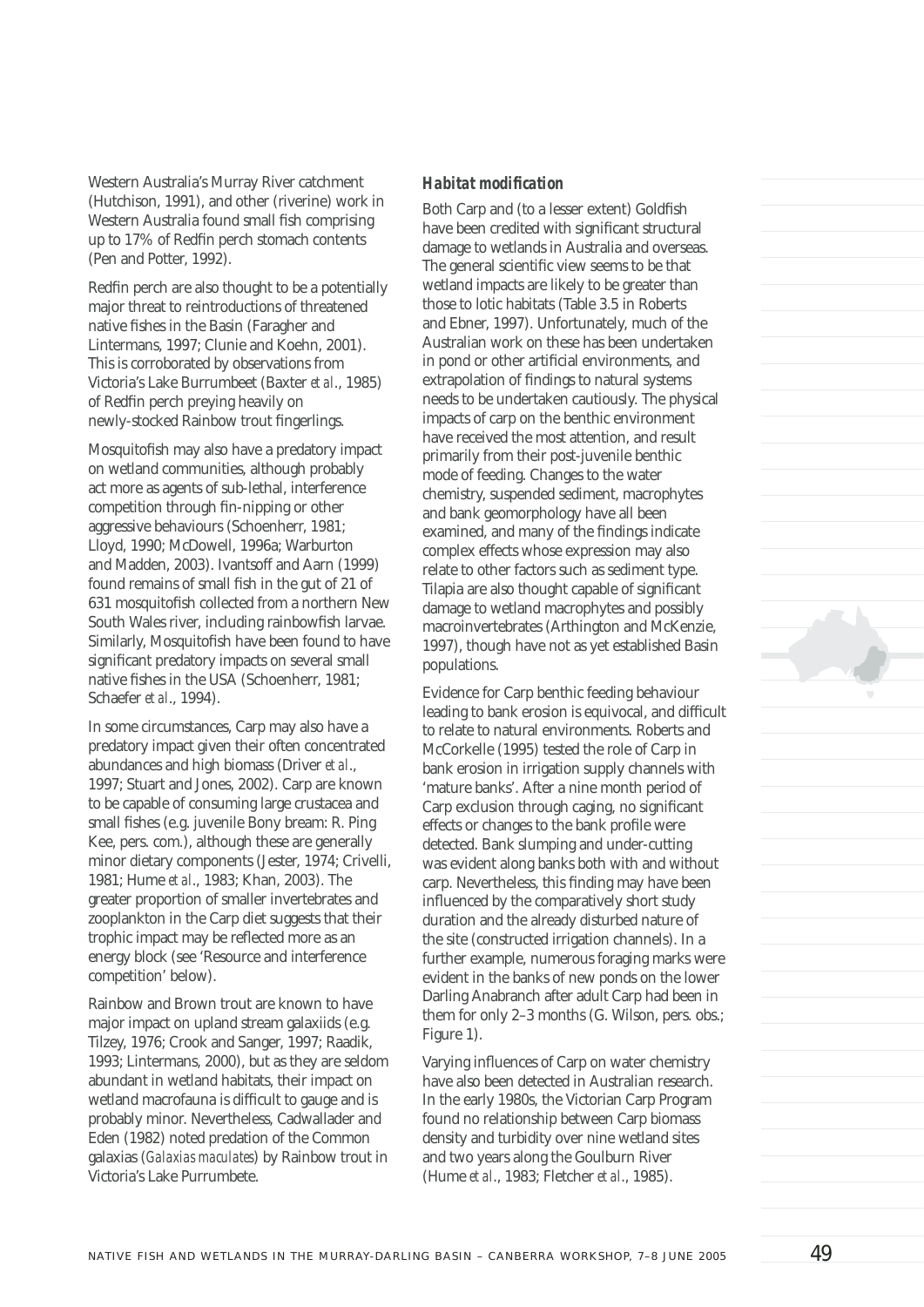Western Australia's Murray River catchment (Hutchison, 1991), and other (riverine) work in Western Australia found small fish comprising up to 17% of Redfin perch stomach contents (Pen and Potter, 1992).

Redfin perch are also thought to be a potentially major threat to reintroductions of threatened native fishes in the Basin (Faragher and Lintermans, 1997; Clunie and Koehn, 2001). This is corroborated by observations from Victoria's Lake Burrumbeet (Baxter *et al*., 1985) of Redfin perch preying heavily on newly-stocked Rainbow trout fingerlings.

Mosquitofish may also have a predatory impact on wetland communities, although probably act more as agents of sub-lethal, interference competition through fin-nipping or other aggressive behaviours (Schoenherr, 1981; Lloyd, 1990; McDowell, 1996a; Warburton and Madden, 2003). Ivantsoff and Aarn (1999) found remains of small fish in the gut of 21 of 631 mosquitofish collected from a northern New South Wales river, including rainbowfish larvae. Similarly, Mosquitofish have been found to have significant predatory impacts on several small native fishes in the USA (Schoenherr, 1981; Schaefer *et al*., 1994).

In some circumstances, Carp may also have a predatory impact given their often concentrated abundances and high biomass (Driver *et al*., 1997; Stuart and Jones, 2002). Carp are known to be capable of consuming large crustacea and small fishes (e.g. juvenile Bony bream: R. Ping Kee, pers. com.), although these are generally minor dietary components (Jester, 1974; Crivelli, 1981; Hume *et al*., 1983; Khan, 2003). The greater proportion of smaller invertebrates and zooplankton in the Carp diet suggests that their trophic impact may be reflected more as an energy block (see 'Resource and interference competition' below).

Rainbow and Brown trout are known to have major impact on upland stream galaxiids (e.g. Tilzey, 1976; Crook and Sanger, 1997; Raadik, 1993; Lintermans, 2000), but as they are seldom abundant in wetland habitats, their impact on wetland macrofauna is difficult to gauge and is probably minor. Nevertheless, Cadwallader and Eden (1982) noted predation of the Common galaxias (*Galaxias maculates*) by Rainbow trout in Victoria's Lake Purrumbete.

### *Habitat modification*

Both Carp and (to a lesser extent) Goldfish have been credited with significant structural damage to wetlands in Australia and overseas. The general scientific view seems to be that wetland impacts are likely to be greater than those to lotic habitats (Table 3.5 in Roberts and Ebner, 1997). Unfortunately, much of the Australian work on these has been undertaken in pond or other artificial environments, and extrapolation of findings to natural systems needs to be undertaken cautiously. The physical impacts of carp on the benthic environment have received the most attention, and result primarily from their post-juvenile benthic mode of feeding. Changes to the water chemistry, suspended sediment, macrophytes and bank geomorphology have all been examined, and many of the findings indicate complex effects whose expression may also relate to other factors such as sediment type. Tilapia are also thought capable of significant damage to wetland macrophytes and possibly macroinvertebrates (Arthington and McKenzie, 1997), though have not as yet established Basin populations.

Evidence for Carp benthic feeding behaviour leading to bank erosion is equivocal, and difficult to relate to natural environments. Roberts and McCorkelle (1995) tested the role of Carp in bank erosion in irrigation supply channels with 'mature banks'. After a nine month period of Carp exclusion through caging, no significant effects or changes to the bank profile were detected. Bank slumping and under-cutting was evident along banks both with and without carp. Nevertheless, this finding may have been influenced by the comparatively short study duration and the already disturbed nature of the site (constructed irrigation channels). In a further example, numerous foraging marks were evident in the banks of new ponds on the lower Darling Anabranch after adult Carp had been in them for only 2–3 months (G. Wilson, pers. obs.; Figure 1).

Varying influences of Carp on water chemistry have also been detected in Australian research. In the early 1980s, the Victorian Carp Program found no relationship between Carp biomass density and turbidity over nine wetland sites and two years along the Goulburn River (Hume *et al*., 1983; Fletcher *et al*., 1985).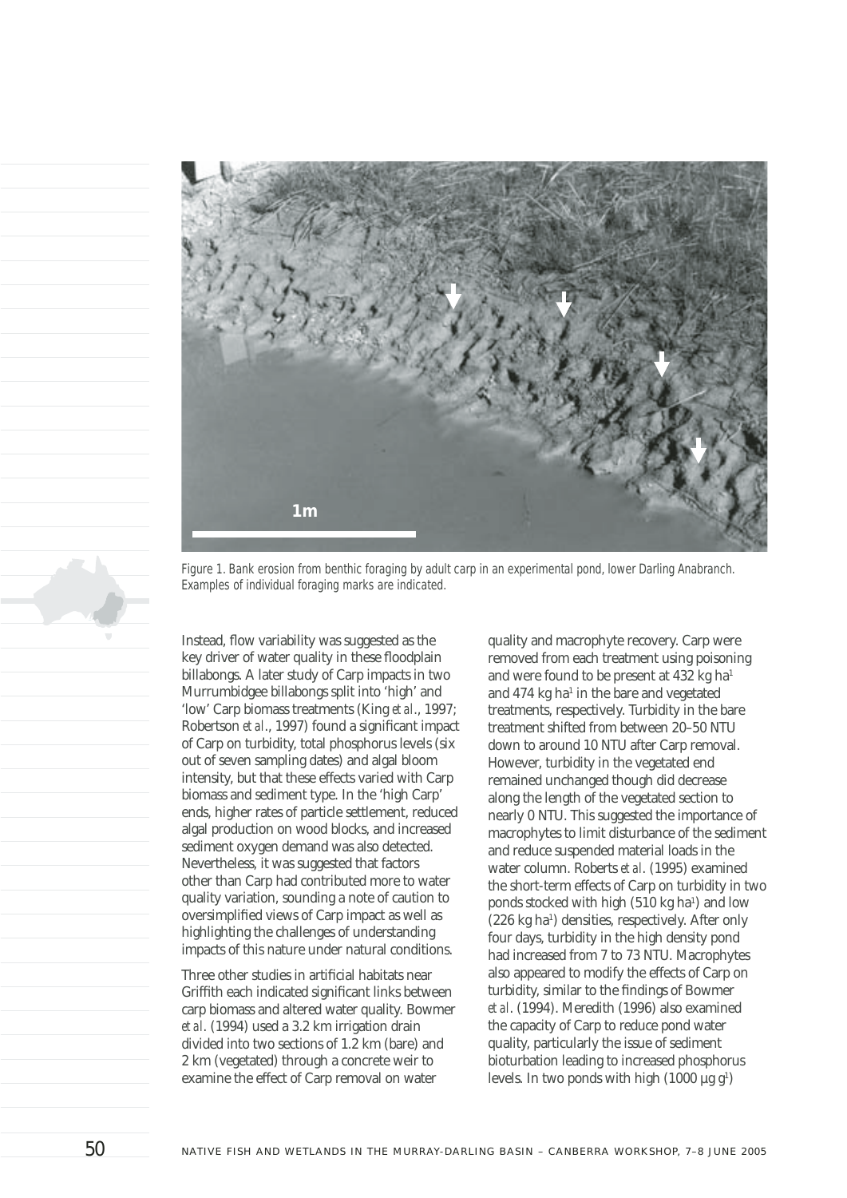Figure 1. Bank erosion from benthic foraging by adult carp in an experimental pond, lower Darling Anabranch. Examples of individual foraging marks are indicated.

Instead, flow variability was suggested as the key driver of water quality in these floodplain billabongs. A later study of Carp impacts in two Murrumbidgee billabongs split into 'high' and 'low' Carp biomass treatments (King *et al*., 1997; Robertson *et al*., 1997) found a significant impact of Carp on turbidity, total phosphorus levels (six out of seven sampling dates) and algal bloom intensity, but that these effects varied with Carp biomass and sediment type. In the 'high Carp' ends, higher rates of particle settlement, reduced algal production on wood blocks, and increased sediment oxygen demand was also detected. Nevertheless, it was suggested that factors other than Carp had contributed more to water quality variation, sounding a note of caution to oversimplified views of Carp impact as well as highlighting the challenges of understanding impacts of this nature under natural conditions.

Three other studies in artificial habitats near Griffith each indicated significant links between carp biomass and altered water quality. Bowmer *et al*. (1994) used a 3.2 km irrigation drain divided into two sections of 1.2 km (bare) and 2 km (vegetated) through a concrete weir to examine the effect of Carp removal on water quality and macrophyte recovery. Carp were removed from each treatment using poisoning and were found to be present at 432 kg ha$^{1}$ and 474 kg ha$^{1}$ in the bare and vegetated treatments, respectively. Turbidity in the bare treatment shifted from between 20–50 NTU down to around 10 NTU after Carp removal. However, turbidity in the vegetated end remained unchanged though did decrease along the length of the vegetated section to nearly 0 NTU. This suggested the importance of macrophytes to limit disturbance of the sediment and reduce suspended material loads in the water column. Roberts *et al*. (1995) examined the short-term effects of Carp on turbidity in two ponds stocked with high (510 kg ha$^{1}$) and low (226 kg ha$^{1}$) densities, respectively. After only four days, turbidity in the high density pond had increased from 7 to 73 NTU. Macrophytes also appeared to modify the effects of Carp on turbidity, similar to the findings of Bowmer *et al*. (1994). Meredith (1996) also examined the capacity of Carp to reduce pond water quality, particularly the issue of sediment bioturbation leading to increased phosphorus levels. In two ponds with high (1000 µg g$^{1}$)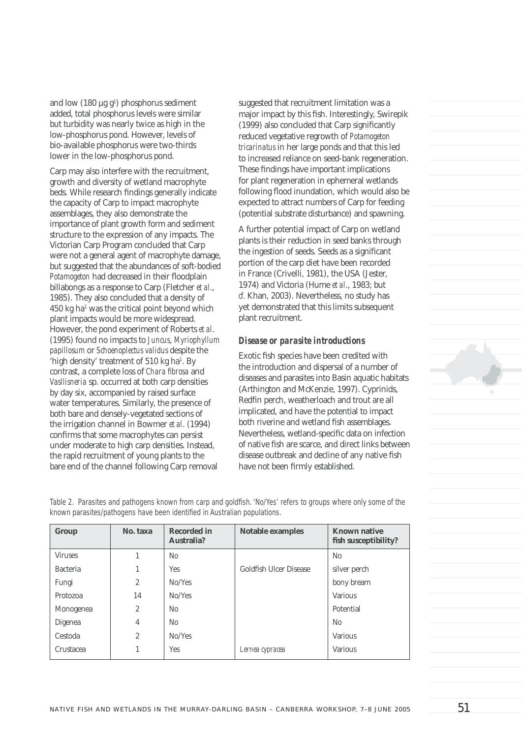and low (180 µg g$^{-1}$) phosphorus sediment added, total phosphorus levels were similar but turbidity was nearly twice as high in the low-phosphorus pond. However, levels of bio-available phosphorus were two-thirds lower in the low-phosphorus pond.

Carp may also interfere with the recruitment, growth and diversity of wetland macrophyte beds. While research findings generally indicate the capacity of Carp to impact macrophyte assemblages, they also demonstrate the importance of plant growth form and sediment structure to the expression of any impacts. The Victorian Carp Program concluded that Carp were not a general agent of macrophyte damage, but suggested that the abundances of soft-bodied *Potamogeton* had decreased in their floodplain billabongs as a response to Carp (Fletcher *et al*., 1985). They also concluded that a density of 450 kg ha$^{-1}$ was the critical point beyond which plant impacts would be more widespread. However, the pond experiment of Roberts *et al*. (1995) found no impacts to *Juncus*, *Myriophyllum papillosum* or *Schoenoplectus validus* despite the 'high density' treatment of 510 kg ha$^{-1}$. By contrast, a complete loss of *Chara fibrosa* and *Vasllisneria* sp. occurred at both carp densities by day six, accompanied by raised surface water temperatures. Similarly, the presence of both bare and densely-vegetated sections of the irrigation channel in Bowmer *et al*. (1994) confirms that some macrophytes can persist under moderate to high carp densities. Instead, the rapid recruitment of young plants to the bare end of the channel following Carp removal suggested that recruitment limitation was a major impact by this fish. Interestingly, Swirepik (1999) also concluded that Carp significantly reduced vegetative regrowth of *Potamogeton tricarinatus* in her large ponds and that this led to increased reliance on seed-bank regeneration. These findings have important implications for plant regeneration in ephemeral wetlands following flood inundation, which would also be expected to attract numbers of Carp for feeding (potential substrate disturbance) and spawning.

A further potential impact of Carp on wetland plants is their reduction in seed banks through the ingestion of seeds. Seeds as a significant portion of the carp diet have been recorded in France (Crivelli, 1981), the USA (Jester, 1974) and Victoria (Hume *et al*., 1983; but *cf*. Khan, 2003). Nevertheless, no study has yet demonstrated that this limits subsequent plant recruitment.

### *Disease or parasite introductions*

Exotic fish species have been credited with the introduction and dispersal of a number of diseases and parasites into Basin aquatic habitats (Arthington and McKenzie, 1997). Cyprinids, Redfin perch, weatherloach and trout are all implicated, and have the potential to impact both riverine and wetland fish assemblages. Nevertheless, wetland-specific data on infection of native fish are scarce, and direct links between disease outbreak and decline of any native fish have not been firmly established.

Table 2. Parasites and pathogens known from carp and goldfish. 'No/Yes' refers to groups where only some of the known parasites/pathogens have been identified in Australian populations.

| Group | No. taxa | Recorded in Australia? | Notable examples | Known native fish susceptibility? |
|---|---|---|---|---|
| Viruses | 1 | No | | No |
| Bacteria | 1 | Yes | Goldfish Ulcer Disease | silver perch |
| Fungi | 2 | No/Yes | | bony bream |
| Protozoa | 14 | No/Yes | | Various |
| Monogenea | 2 | No | | Potential |
| Digenea | 4 | No | | No |
| Cestoda | 2 | No/Yes | | Various |
| Crustacea | 1 | Yes | *Lernea cypracea* | Various |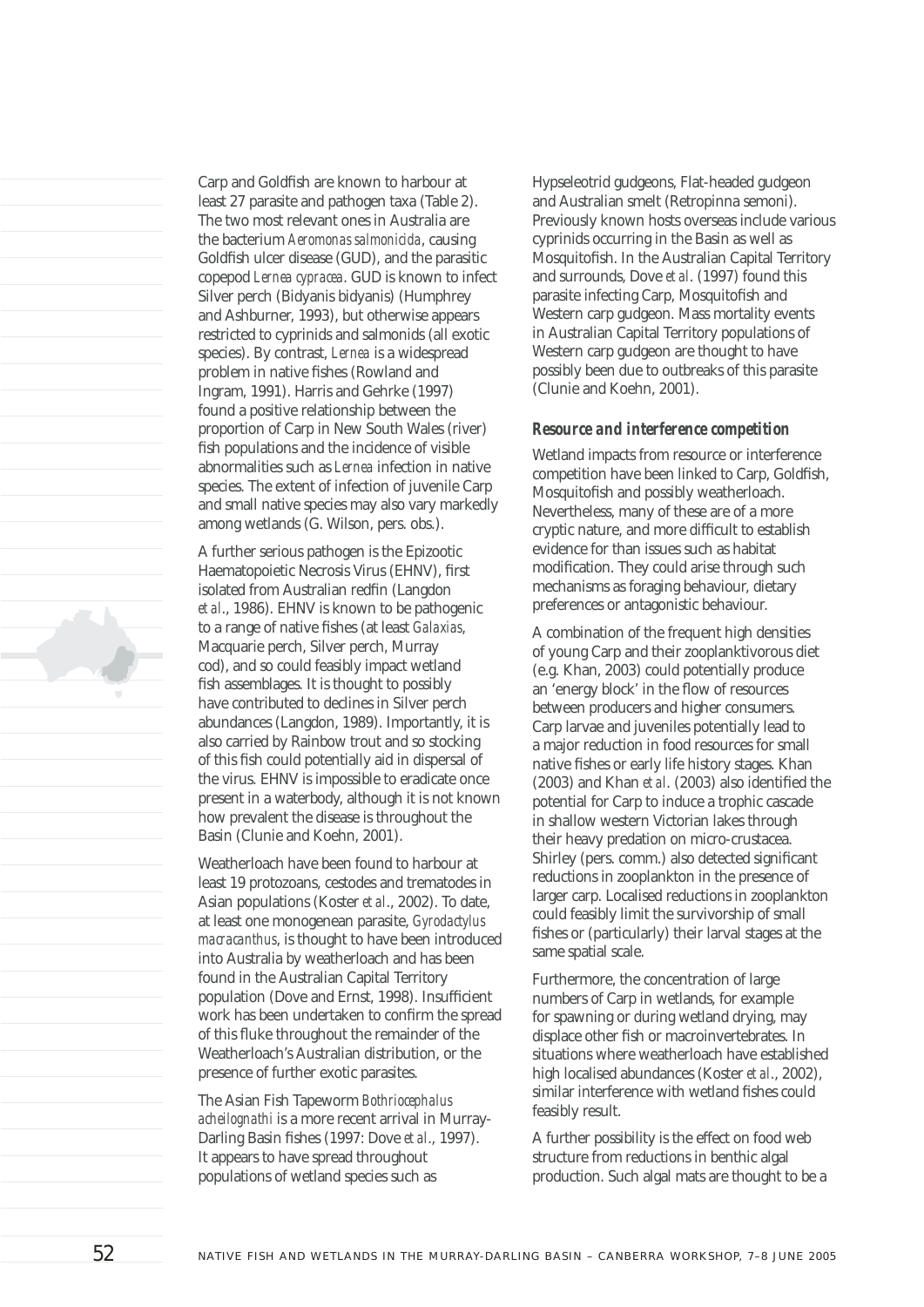Carp and Goldfish are known to harbour at least 27 parasite and pathogen taxa (Table 2). The two most relevant ones in Australia are the bacterium *Aeromonas salmonicida*, causing Goldfish ulcer disease (GUD), and the parasitic copepod *Lernea cypracea*. GUD is known to infect Silver perch (Bidyanis bidyanis) (Humphrey and Ashburner, 1993), but otherwise appears restricted to cyprinids and salmonids (all exotic species). By contrast, *Lernea* is a widespread problem in native fishes (Rowland and Ingram, 1991). Harris and Gehrke (1997) found a positive relationship between the proportion of Carp in New South Wales (river) fish populations and the incidence of visible abnormalities such as *Lernea* infection in native species. The extent of infection of juvenile Carp and small native species may also vary markedly among wetlands (G. Wilson, pers. obs.).

A further serious pathogen is the Epizootic Haematopoietic Necrosis Virus (EHNV), first isolated from Australian redfin (Langdon *et al*., 1986). EHNV is known to be pathogenic to a range of native fishes (at least *Galaxias*, Macquarie perch, Silver perch, Murray cod), and so could feasibly impact wetland fish assemblages. It is thought to possibly have contributed to declines in Silver perch abundances (Langdon, 1989). Importantly, it is also carried by Rainbow trout and so stocking of this fish could potentially aid in dispersal of the virus. EHNV is impossible to eradicate once present in a waterbody, although it is not known how prevalent the disease is throughout the Basin (Clunie and Koehn, 2001).

Weatherloach have been found to harbour at least 19 protozoans, cestodes and trematodes in Asian populations (Koster *et al*., 2002). To date, at least one monogenean parasite, *Gyrodactylus macracanthus*, is thought to have been introduced into Australia by weatherloach and has been found in the Australian Capital Territory population (Dove and Ernst, 1998). Insufficient work has been undertaken to confirm the spread of this fluke throughout the remainder of the Weatherloach's Australian distribution, or the presence of further exotic parasites.

The Asian Fish Tapeworm *Bothriocephalus acheilognathi* is a more recent arrival in Murray-Darling Basin fishes (1997: Dove *et al*., 1997). It appears to have spread throughout populations of wetland species such as Hypseleotrid gudgeons, Flat-headed gudgeon and Australian smelt (Retropinna semoni). Previously known hosts overseas include various cyprinids occurring in the Basin as well as Mosquitofish. In the Australian Capital Territory and surrounds, Dove *et al*. (1997) found this parasite infecting Carp, Mosquitofish and Western carp gudgeon. Mass mortality events in Australian Capital Territory populations of Western carp gudgeon are thought to have possibly been due to outbreaks of this parasite (Clunie and Koehn, 2001).

### *Resource and interference competition*

Wetland impacts from resource or interference competition have been linked to Carp, Goldfish, Mosquitofish and possibly weatherloach. Nevertheless, many of these are of a more cryptic nature, and more difficult to establish evidence for than issues such as habitat modification. They could arise through such mechanisms as foraging behaviour, dietary preferences or antagonistic behaviour.

A combination of the frequent high densities of young Carp and their zooplanktivorous diet (e.g. Khan, 2003) could potentially produce an 'energy block' in the flow of resources between producers and higher consumers. Carp larvae and juveniles potentially lead to a major reduction in food resources for small native fishes or early life history stages. Khan (2003) and Khan *et al*. (2003) also identified the potential for Carp to induce a trophic cascade in shallow western Victorian lakes through their heavy predation on micro-crustacea. Shirley (pers. comm.) also detected significant reductions in zooplankton in the presence of larger carp. Localised reductions in zooplankton could feasibly limit the survivorship of small fishes or (particularly) their larval stages at the same spatial scale.

Furthermore, the concentration of large numbers of Carp in wetlands, for example for spawning or during wetland drying, may displace other fish or macroinvertebrates. In situations where weatherloach have established high localised abundances (Koster *et al*., 2002), similar interference with wetland fishes could feasibly result.

A further possibility is the effect on food web structure from reductions in benthic algal production. Such algal mats are thought to be a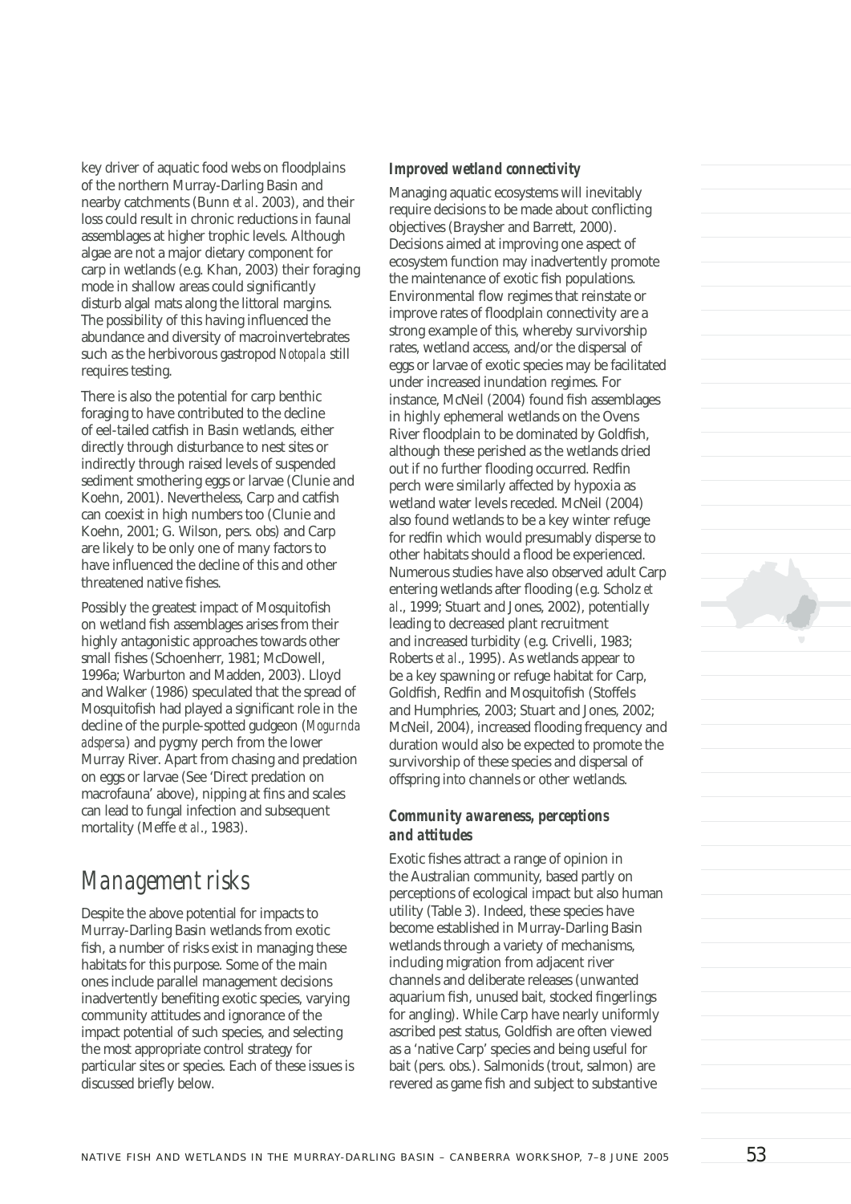key driver of aquatic food webs on floodplains of the northern Murray-Darling Basin and nearby catchments (Bunn *et al*. 2003), and their loss could result in chronic reductions in faunal assemblages at higher trophic levels. Although algae are not a major dietary component for carp in wetlands (e.g. Khan, 2003) their foraging mode in shallow areas could significantly disturb algal mats along the littoral margins. The possibility of this having influenced the abundance and diversity of macroinvertebrates such as the herbivorous gastropod *Notopala* still requires testing.

There is also the potential for carp benthic foraging to have contributed to the decline of eel-tailed catfish in Basin wetlands, either directly through disturbance to nest sites or indirectly through raised levels of suspended sediment smothering eggs or larvae (Clunie and Koehn, 2001). Nevertheless, Carp and catfish can coexist in high numbers too (Clunie and Koehn, 2001; G. Wilson, pers. obs) and Carp are likely to be only one of many factors to have influenced the decline of this and other threatened native fishes.

Possibly the greatest impact of Mosquitofish on wetland fish assemblages arises from their highly antagonistic approaches towards other small fishes (Schoenherr, 1981; McDowell, 1996a; Warburton and Madden, 2003). Lloyd and Walker (1986) speculated that the spread of Mosquitofish had played a significant role in the decline of the purple-spotted gudgeon (*Mogurnda adspersa*) and pygmy perch from the lower Murray River. Apart from chasing and predation on eggs or larvae (See 'Direct predation on macrofauna' above), nipping at fins and scales can lead to fungal infection and subsequent mortality (Meffe *et al*., 1983).

## Management risks

Despite the above potential for impacts to Murray-Darling Basin wetlands from exotic fish, a number of risks exist in managing these habitats for this purpose. Some of the main ones include parallel management decisions inadvertently benefiting exotic species, varying community attitudes and ignorance of the impact potential of such species, and selecting the most appropriate control strategy for particular sites or species. Each of these issues is discussed briefly below.

### *Improved wetland connectivity*

Managing aquatic ecosystems will inevitably require decisions to be made about conflicting objectives (Braysher and Barrett, 2000). Decisions aimed at improving one aspect of ecosystem function may inadvertently promote the maintenance of exotic fish populations. Environmental flow regimes that reinstate or improve rates of floodplain connectivity are a strong example of this, whereby survivorship rates, wetland access, and/or the dispersal of eggs or larvae of exotic species may be facilitated under increased inundation regimes. For instance, McNeil (2004) found fish assemblages in highly ephemeral wetlands on the Ovens River floodplain to be dominated by Goldfish, although these perished as the wetlands dried out if no further flooding occurred. Redfin perch were similarly affected by hypoxia as wetland water levels receded. McNeil (2004) also found wetlands to be a key winter refuge for redfin which would presumably disperse to other habitats should a flood be experienced. Numerous studies have also observed adult Carp entering wetlands after flooding (e.g. Scholz *et al*., 1999; Stuart and Jones, 2002), potentially leading to decreased plant recruitment and increased turbidity (e.g. Crivelli, 1983; Roberts *et al*., 1995). As wetlands appear to be a key spawning or refuge habitat for Carp, Goldfish, Redfin and Mosquitofish (Stoffels and Humphries, 2003; Stuart and Jones, 2002; McNeil, 2004), increased flooding frequency and duration would also be expected to promote the survivorship of these species and dispersal of offspring into channels or other wetlands.

### *Community awareness, perceptions and attitudes*

Exotic fishes attract a range of opinion in the Australian community, based partly on perceptions of ecological impact but also human utility (Table 3). Indeed, these species have become established in Murray-Darling Basin wetlands through a variety of mechanisms, including migration from adjacent river channels and deliberate releases (unwanted aquarium fish, unused bait, stocked fingerlings for angling). While Carp have nearly uniformly ascribed pest status, Goldfish are often viewed as a 'native Carp' species and being useful for bait (pers. obs.). Salmonids (trout, salmon) are revered as game fish and subject to substantive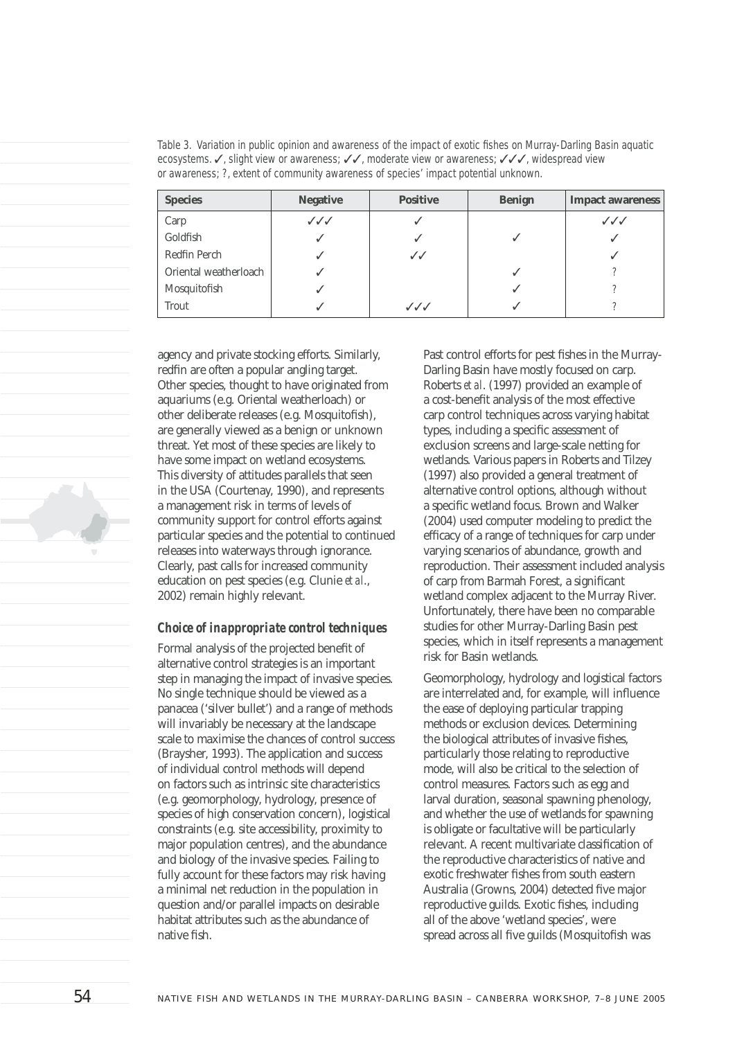Table 3. Variation in public opinion and awareness of the impact of exotic fishes on Murray-Darling Basin aquatic ecosystems. ✓, slight view or awareness; ✓✓, moderate view or awareness; ✓✓✓, widespread view or awareness; ?, extent of community awareness of species' impact potential unknown.

| Species | Negative | Positive | Benign | Impact awareness |
|---|---|---|---|---|
| Carp | ✓✓✓ | ✓ | | ✓✓✓ |
| Goldfish | ✓ | ✓ | ✓ | ✓ |
| Redfin Perch | ✓ | ✓✓ | | ✓ |
| Oriental weatherloach | ✓ | | ✓ | ? |
| Mosquitofish | ✓ | | ✓ | ? |
| Trout | ✓ | ✓✓✓ | ✓ | ? |

agency and private stocking efforts. Similarly, redfin are often a popular angling target. Other species, thought to have originated from aquariums (e.g. Oriental weatherloach) or other deliberate releases (e.g. Mosquitofish), are generally viewed as a benign or unknown threat. Yet most of these species are likely to have some impact on wetland ecosystems. This diversity of attitudes parallels that seen in the USA (Courtenay, 1990), and represents a management risk in terms of levels of community support for control efforts against particular species and the potential to continued releases into waterways through ignorance. Clearly, past calls for increased community education on pest species (e.g. Clunie *et al*., 2002) remain highly relevant.

### *Choice of inappropriate control techniques*

Formal analysis of the projected benefit of alternative control strategies is an important step in managing the impact of invasive species. No single technique should be viewed as a panacea ('silver bullet') and a range of methods will invariably be necessary at the landscape scale to maximise the chances of control success (Braysher, 1993). The application and success of individual control methods will depend on factors such as intrinsic site characteristics (e.g. geomorphology, hydrology, presence of species of high conservation concern), logistical constraints (e.g. site accessibility, proximity to major population centres), and the abundance and biology of the invasive species. Failing to fully account for these factors may risk having a minimal net reduction in the population in question and/or parallel impacts on desirable habitat attributes such as the abundance of native fish.

Past control efforts for pest fishes in the Murray-Darling Basin have mostly focused on carp. Roberts *et al*. (1997) provided an example of a cost-benefit analysis of the most effective carp control techniques across varying habitat types, including a specific assessment of exclusion screens and large-scale netting for wetlands. Various papers in Roberts and Tilzey (1997) also provided a general treatment of alternative control options, although without a specific wetland focus. Brown and Walker (2004) used computer modeling to predict the efficacy of a range of techniques for carp under varying scenarios of abundance, growth and reproduction. Their assessment included analysis of carp from Barmah Forest, a significant wetland complex adjacent to the Murray River. Unfortunately, there have been no comparable studies for other Murray-Darling Basin pest species, which in itself represents a management risk for Basin wetlands.

Geomorphology, hydrology and logistical factors are interrelated and, for example, will influence the ease of deploying particular trapping methods or exclusion devices. Determining the biological attributes of invasive fishes, particularly those relating to reproductive mode, will also be critical to the selection of control measures. Factors such as egg and larval duration, seasonal spawning phenology, and whether the use of wetlands for spawning is obligate or facultative will be particularly relevant. A recent multivariate classification of the reproductive characteristics of native and exotic freshwater fishes from south eastern Australia (Growns, 2004) detected five major reproductive guilds. Exotic fishes, including all of the above 'wetland species', were spread across all five guilds (Mosquitofish was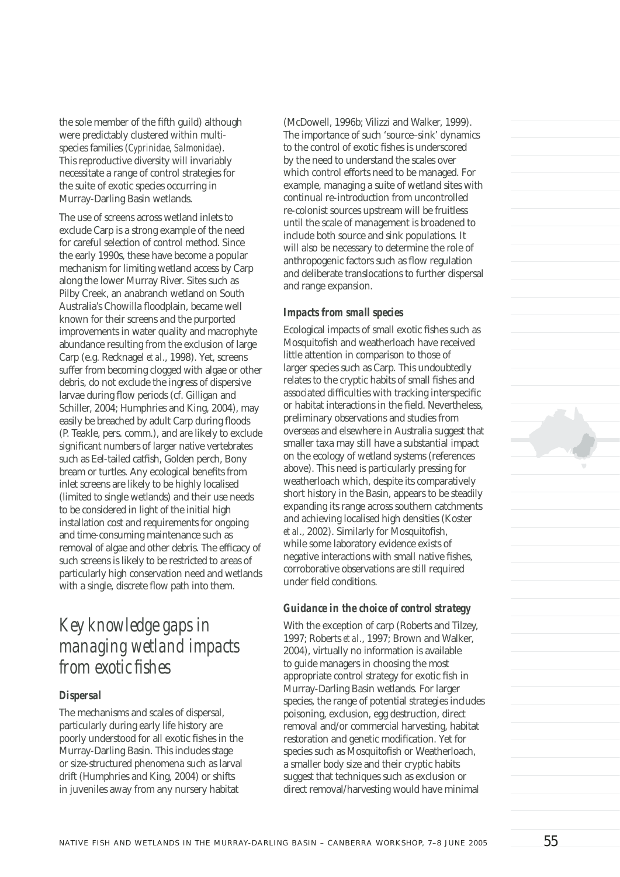the sole member of the fifth guild) although were predictably clustered within multi-species families (*Cyprinidae*, *Salmonidae*). This reproductive diversity will invariably necessitate a range of control strategies for the suite of exotic species occurring in Murray-Darling Basin wetlands.

The use of screens across wetland inlets to exclude Carp is a strong example of the need for careful selection of control method. Since the early 1990s, these have become a popular mechanism for limiting wetland access by Carp along the lower Murray River. Sites such as Pilby Creek, an anabranch wetland on South Australia's Chowilla floodplain, became well known for their screens and the purported improvements in water quality and macrophyte abundance resulting from the exclusion of large Carp (e.g. Recknagel *et al*., 1998). Yet, screens suffer from becoming clogged with algae or other debris, do not exclude the ingress of dispersive larvae during flow periods (cf. Gilligan and Schiller, 2004; Humphries and King, 2004), may easily be breached by adult Carp during floods (P. Teakle, pers. comm.), and are likely to exclude significant numbers of larger native vertebrates such as Eel-tailed catfish, Golden perch, Bony bream or turtles. Any ecological benefits from inlet screens are likely to be highly localised (limited to single wetlands) and their use needs to be considered in light of the initial high installation cost and requirements for ongoing and time-consuming maintenance such as removal of algae and other debris. The efficacy of such screens is likely to be restricted to areas of particularly high conservation need and wetlands with a single, discrete flow path into them.

## Key knowledge gaps in managing wetland impacts from exotic fishes

### *Dispersal*

The mechanisms and scales of dispersal, particularly during early life history are poorly understood for all exotic fishes in the Murray-Darling Basin. This includes stage or size-structured phenomena such as larval drift (Humphries and King, 2004) or shifts in juveniles away from any nursery habitat (McDowell, 1996b; Vilizzi and Walker, 1999). The importance of such 'source–sink' dynamics to the control of exotic fishes is underscored by the need to understand the scales over which control efforts need to be managed. For example, managing a suite of wetland sites with continual re-introduction from uncontrolled re-colonist sources upstream will be fruitless until the scale of management is broadened to include both source and sink populations. It will also be necessary to determine the role of anthropogenic factors such as flow regulation and deliberate translocations to further dispersal and range expansion.

### *Impacts from small species*

Ecological impacts of small exotic fishes such as Mosquitofish and weatherloach have received little attention in comparison to those of larger species such as Carp. This undoubtedly relates to the cryptic habits of small fishes and associated difficulties with tracking interspecific or habitat interactions in the field. Nevertheless, preliminary observations and studies from overseas and elsewhere in Australia suggest that smaller taxa may still have a substantial impact on the ecology of wetland systems (references above). This need is particularly pressing for weatherloach which, despite its comparatively short history in the Basin, appears to be steadily expanding its range across southern catchments and achieving localised high densities (Koster *et al*., 2002). Similarly for Mosquitofish, while some laboratory evidence exists of negative interactions with small native fishes, corroborative observations are still required under field conditions.

### *Guidance in the choice of control strategy*

With the exception of carp (Roberts and Tilzey, 1997; Roberts *et al*., 1997; Brown and Walker, 2004), virtually no information is available to guide managers in choosing the most appropriate control strategy for exotic fish in Murray-Darling Basin wetlands. For larger species, the range of potential strategies includes poisoning, exclusion, egg destruction, direct removal and/or commercial harvesting, habitat restoration and genetic modification. Yet for species such as Mosquitofish or Weatherloach, a smaller body size and their cryptic habits suggest that techniques such as exclusion or direct removal/harvesting would have minimal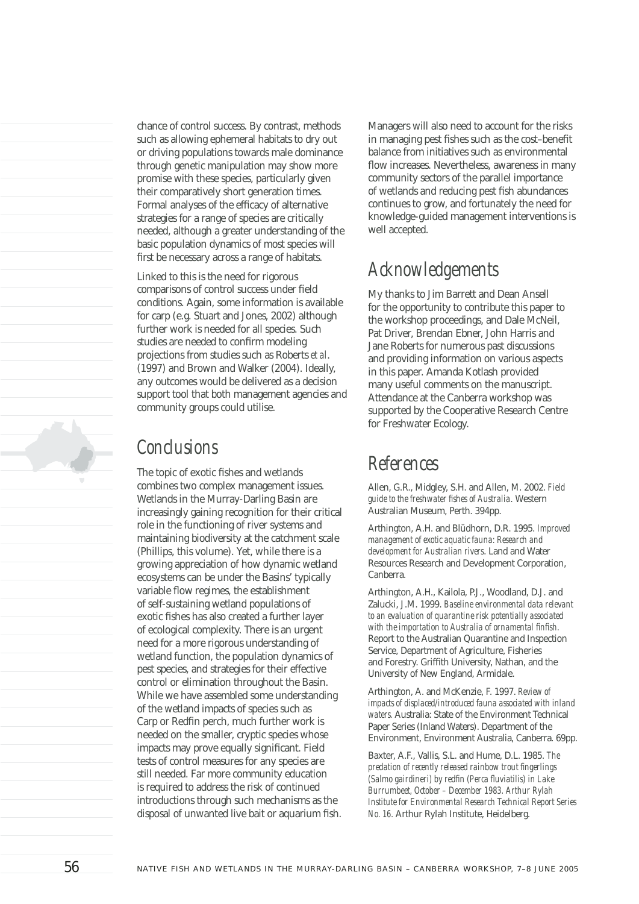chance of control success. By contrast, methods such as allowing ephemeral habitats to dry out or driving populations towards male dominance through genetic manipulation may show more promise with these species, particularly given their comparatively short generation times. Formal analyses of the efficacy of alternative strategies for a range of species are critically needed, although a greater understanding of the basic population dynamics of most species will first be necessary across a range of habitats.

Linked to this is the need for rigorous comparisons of control success under field conditions. Again, some information is available for carp (e.g. Stuart and Jones, 2002) although further work is needed for all species. Such studies are needed to confirm modeling projections from studies such as Roberts *et al.* (1997) and Brown and Walker (2004). Ideally, any outcomes would be delivered as a decision support tool that both management agencies and community groups could utilise.

## Conclusions

The topic of exotic fishes and wetlands combines two complex management issues. Wetlands in the Murray-Darling Basin are increasingly gaining recognition for their critical role in the functioning of river systems and maintaining biodiversity at the catchment scale (Phillips, this volume). Yet, while there is a growing appreciation of how dynamic wetland ecosystems can be under the Basins' typically variable flow regimes, the establishment of self-sustaining wetland populations of exotic fishes has also created a further layer of ecological complexity. There is an urgent need for a more rigorous understanding of wetland function, the population dynamics of pest species, and strategies for their effective control or elimination throughout the Basin. While we have assembled some understanding of the wetland impacts of species such as Carp or Redfin perch, much further work is needed on the smaller, cryptic species whose impacts may prove equally significant. Field tests of control measures for any species are still needed. Far more community education is required to address the risk of continued introductions through such mechanisms as the disposal of unwanted live bait or aquarium fish. Managers will also need to account for the risks in managing pest fishes such as the cost–benefit balance from initiatives such as environmental flow increases. Nevertheless, awareness in many community sectors of the parallel importance of wetlands and reducing pest fish abundances continues to grow, and fortunately the need for knowledge-guided management interventions is well accepted.

## Acknowledgements

My thanks to Jim Barrett and Dean Ansell for the opportunity to contribute this paper to the workshop proceedings, and Dale McNeil, Pat Driver, Brendan Ebner, John Harris and Jane Roberts for numerous past discussions and providing information on various aspects in this paper. Amanda Kotlash provided many useful comments on the manuscript. Attendance at the Canberra workshop was supported by the Cooperative Research Centre for Freshwater Ecology.

## References

Allen, G.R., Midgley, S.H. and Allen, M. 2002. *Field guide to the freshwater fishes of Australia*. Western Australian Museum, Perth. 394pp.

Arthington, A.H. and Blüdhorn, D.R. 1995. *Improved management of exotic aquatic fauna: Research and development for Australian rivers*. Land and Water Resources Research and Development Corporation, Canberra.

Arthington, A.H., Kailola, P.J., Woodland, D.J. and Zalucki, J.M. 1999. *Baseline environmental data relevant to an evaluation of quarantine risk potentially associated with the importation to Australia of ornamental finfish*. Report to the Australian Quarantine and Inspection Service, Department of Agriculture, Fisheries and Forestry. Griffith University, Nathan, and the University of New England, Armidale.

Arthington, A. and McKenzie, F. 1997. *Review of impacts of displaced/introduced fauna associated with inland waters.* Australia: State of the Environment Technical Paper Series (Inland Waters). Department of the Environment, Environment Australia, Canberra. 69pp.

Baxter, A.F., Vallis, S.L. and Hume, D.L. 1985. *The predation of recently released rainbow trout fingerlings (Salmo gairdineri) by redfin (Perca fluviatilis) in Lake Burrumbeet, October – December 1983. Arthur Rylah Institute for Environmental Research Technical Report Series No. 16.* Arthur Rylah Institute, Heidelberg.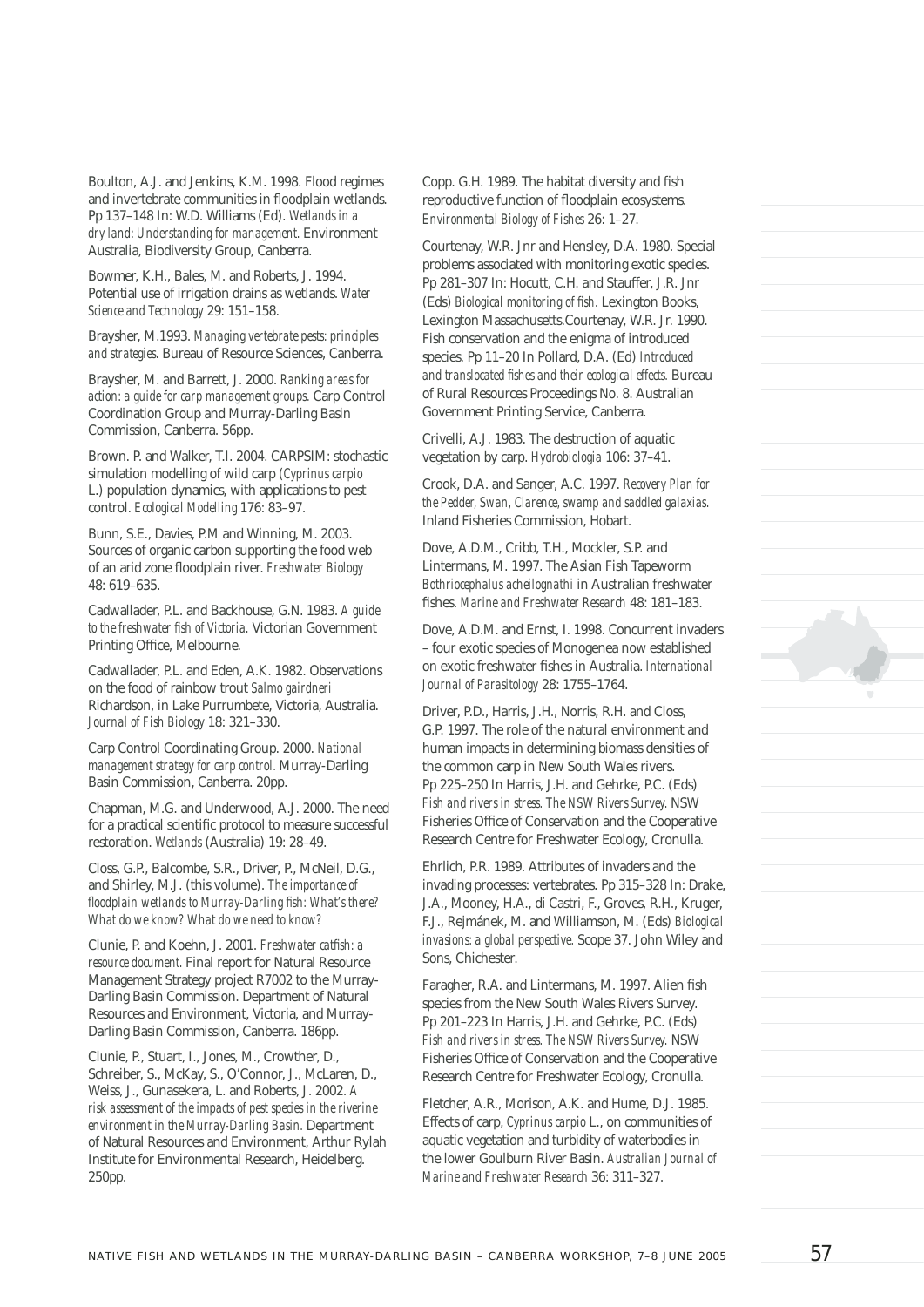Boulton, A.J. and Jenkins, K.M. 1998. Flood regimes and invertebrate communities in floodplain wetlands. Pp 137–148 In: W.D. Williams (Ed). *Wetlands in a dry land: Understanding for management.* Environment Australia, Biodiversity Group, Canberra.

Bowmer, K.H., Bales, M. and Roberts, J. 1994. Potential use of irrigation drains as wetlands. *Water Science and Technology* 29: 151–158.

Braysher, M.1993. *Managing vertebrate pests: principles and strategies.* Bureau of Resource Sciences, Canberra.

Braysher, M. and Barrett, J. 2000. *Ranking areas for action: a guide for carp management groups.* Carp Control Coordination Group and Murray-Darling Basin Commission, Canberra. 56pp.

Brown. P. and Walker, T.I. 2004. CARPSIM: stochastic simulation modelling of wild carp (*Cyprinus carpio* L.) population dynamics, with applications to pest control. *Ecological Modelling* 176: 83–97.

Bunn, S.E., Davies, P.M and Winning, M. 2003. Sources of organic carbon supporting the food web of an arid zone floodplain river. *Freshwater Biology* 48: 619–635.

Cadwallader, P.L. and Backhouse, G.N. 1983. *A guide to the freshwater fish of Victoria.* Victorian Government Printing Office, Melbourne.

Cadwallader, P.L. and Eden, A.K. 1982. Observations on the food of rainbow trout *Salmo gairdneri* Richardson, in Lake Purrumbete, Victoria, Australia. *Journal of Fish Biology* 18: 321–330.

Carp Control Coordinating Group. 2000. *National management strategy for carp control.* Murray-Darling Basin Commission, Canberra. 20pp.

Chapman, M.G. and Underwood, A.J. 2000. The need for a practical scientific protocol to measure successful restoration. *Wetlands* (Australia) 19: 28–49.

Closs, G.P., Balcombe, S.R., Driver, P., McNeil, D.G., and Shirley, M.J. (this volume). *The importance of floodplain wetlands to Murray-Darling fish: What's there? What do we know? What do we need to know?*

Clunie, P. and Koehn, J. 2001. *Freshwater catfish: a resource document.* Final report for Natural Resource Management Strategy project R7002 to the Murray-Darling Basin Commission. Department of Natural Resources and Environment, Victoria, and Murray-Darling Basin Commission, Canberra. 186pp.

Clunie, P., Stuart, I., Jones, M., Crowther, D., Schreiber, S., McKay, S., O'Connor, J., McLaren, D., Weiss, J., Gunasekera, L. and Roberts, J. 2002. *A risk assessment of the impacts of pest species in the riverine environment in the Murray-Darling Basin.* Department of Natural Resources and Environment, Arthur Rylah Institute for Environmental Research, Heidelberg. 250pp.

Copp. G.H. 1989. The habitat diversity and fish reproductive function of floodplain ecosystems. *Environmental Biology of Fishes* 26: 1–27.

Courtenay, W.R. Jnr and Hensley, D.A. 1980. Special problems associated with monitoring exotic species. Pp 281–307 In: Hocutt, C.H. and Stauffer, J.R. Jnr (Eds) *Biological monitoring of fish.* Lexington Books, Lexington Massachusetts.Courtenay, W.R. Jr. 1990. Fish conservation and the enigma of introduced species. Pp 11–20 In Pollard, D.A. (Ed) *Introduced and translocated fishes and their ecological effects.* Bureau of Rural Resources Proceedings No. 8. Australian Government Printing Service, Canberra.

Crivelli, A.J. 1983. The destruction of aquatic vegetation by carp. *Hydrobiologia* 106: 37–41.

Crook, D.A. and Sanger, A.C. 1997. *Recovery Plan for the Pedder, Swan, Clarence, swamp and saddled galaxias.* Inland Fisheries Commission, Hobart.

Dove, A.D.M., Cribb, T.H., Mockler, S.P. and Lintermans, M. 1997. The Asian Fish Tapeworm *Bothriocephalus acheilognathi* in Australian freshwater fishes. *Marine and Freshwater Research* 48: 181–183.

Dove, A.D.M. and Ernst, I. 1998. Concurrent invaders – four exotic species of Monogenea now established on exotic freshwater fishes in Australia. *International Journal of Parasitology* 28: 1755–1764.

Driver, P.D., Harris, J.H., Norris, R.H. and Closs, G.P. 1997. The role of the natural environment and human impacts in determining biomass densities of the common carp in New South Wales rivers. Pp 225–250 In Harris, J.H. and Gehrke, P.C. (Eds) *Fish and rivers in stress. The NSW Rivers Survey.* NSW Fisheries Office of Conservation and the Cooperative Research Centre for Freshwater Ecology, Cronulla.

Ehrlich, P.R. 1989. Attributes of invaders and the invading processes: vertebrates. Pp 315–328 In: Drake, J.A., Mooney, H.A., di Castri, F., Groves, R.H., Kruger, F.J., Rejmánek, M. and Williamson, M. (Eds) *Biological invasions: a global perspective.* Scope 37. John Wiley and Sons, Chichester.

Faragher, R.A. and Lintermans, M. 1997. Alien fish species from the New South Wales Rivers Survey. Pp 201–223 In Harris, J.H. and Gehrke, P.C. (Eds) *Fish and rivers in stress. The NSW Rivers Survey.* NSW Fisheries Office of Conservation and the Cooperative Research Centre for Freshwater Ecology, Cronulla.

Fletcher, A.R., Morison, A.K. and Hume, D.J. 1985. Effects of carp, *Cyprinus carpio* L., on communities of aquatic vegetation and turbidity of waterbodies in the lower Goulburn River Basin. *Australian Journal of Marine and Freshwater Research* 36: 311–327.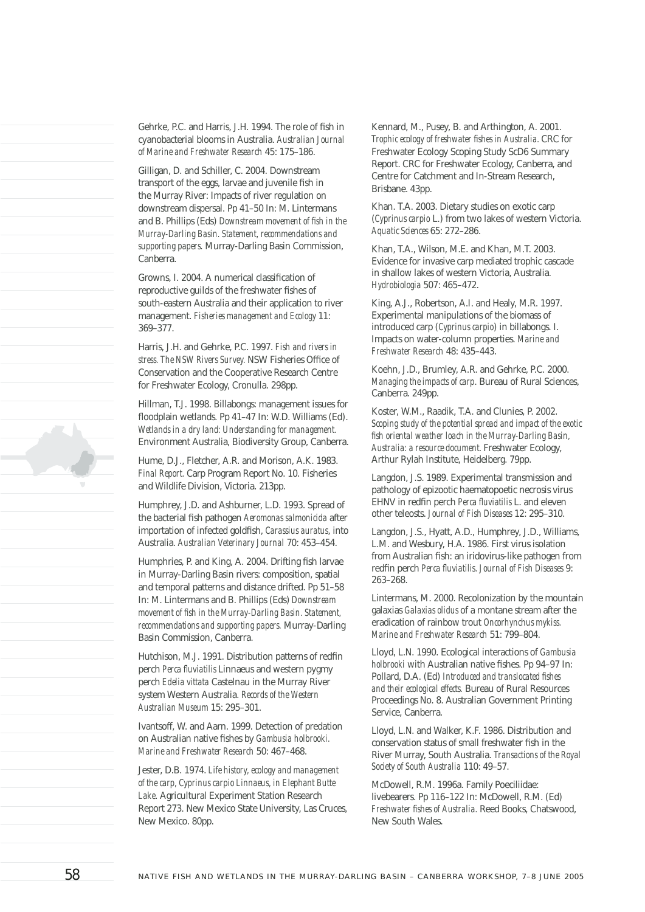Gehrke, P.C. and Harris, J.H. 1994. The role of fish in cyanobacterial blooms in Australia. *Australian Journal of Marine and Freshwater Research* 45: 175–186.

Gilligan, D. and Schiller, C. 2004. Downstream transport of the eggs, larvae and juvenile fish in the Murray River: Impacts of river regulation on downstream dispersal. Pp 41–50 In: M. Lintermans and B. Phillips (Eds) *Downstream movement of fish in the Murray-Darling Basin. Statement, recommendations and supporting papers.* Murray-Darling Basin Commission, Canberra.

Growns, I. 2004. A numerical classification of reproductive guilds of the freshwater fishes of south-eastern Australia and their application to river management. *Fisheries management and Ecology* 11: 369–377.

Harris, J.H. and Gehrke, P.C. 1997. *Fish and rivers in stress. The NSW Rivers Survey.* NSW Fisheries Office of Conservation and the Cooperative Research Centre for Freshwater Ecology, Cronulla. 298pp.

Hillman, T.J. 1998. Billabongs: management issues for floodplain wetlands. Pp 41–47 In: W.D. Williams (Ed). *Wetlands in a dry land: Understanding for management.* Environment Australia, Biodiversity Group, Canberra.

Hume, D.J., Fletcher, A.R. and Morison, A.K. 1983. *Final Report.* Carp Program Report No. 10. Fisheries and Wildlife Division, Victoria. 213pp.

Humphrey, J.D. and Ashburner, L.D. 1993. Spread of the bacterial fish pathogen *Aeromonas salmonicida* after importation of infected goldfish, *Carassius auratus*, into Australia. *Australian Veterinary Journal* 70: 453–454.

Humphries, P. and King, A. 2004. Drifting fish larvae in Murray-Darling Basin rivers: composition, spatial and temporal patterns and distance drifted. Pp 51–58 In: M. Lintermans and B. Phillips (Eds) *Downstream movement of fish in the Murray-Darling Basin. Statement, recommendations and supporting papers.* Murray-Darling Basin Commission, Canberra.

Hutchison, M.J. 1991. Distribution patterns of redfin perch *Perca fluviatilis* Linnaeus and western pygmy perch *Edelia vittata* Castelnau in the Murray River system Western Australia. *Records of the Western Australian Museum* 15: 295–301.

Ivantsoff, W. and Aarn. 1999. Detection of predation on Australian native fishes by *Gambusia holbrooki. Marine and Freshwater Research* 50: 467–468.

Jester, D.B. 1974. *Life history, ecology and management of the carp, Cyprinus carpio Linnaeus, in Elephant Butte Lake.* Agricultural Experiment Station Research Report 273. New Mexico State University, Las Cruces, New Mexico. 80pp.

Kennard, M., Pusey, B. and Arthington, A. 2001. *Trophic ecology of freshwater fishes in Australia.* CRC for Freshwater Ecology Scoping Study ScD6 Summary Report. CRC for Freshwater Ecology, Canberra, and Centre for Catchment and In-Stream Research, Brisbane. 43pp.

Khan. T.A. 2003. Dietary studies on exotic carp (*Cyprinus carpio* L.) from two lakes of western Victoria. *Aquatic Sciences* 65: 272–286.

Khan, T.A., Wilson, M.E. and Khan, M.T. 2003. Evidence for invasive carp mediated trophic cascade in shallow lakes of western Victoria, Australia. *Hydrobiologia* 507: 465–472.

King, A.J., Robertson, A.I. and Healy, M.R. 1997. Experimental manipulations of the biomass of introduced carp (*Cyprinus carpio*) in billabongs. I. Impacts on water-column properties. *Marine and Freshwater Research* 48: 435–443.

Koehn, J.D., Brumley, A.R. and Gehrke, P.C. 2000. *Managing the impacts of carp.* Bureau of Rural Sciences, Canberra. 249pp.

Koster, W.M., Raadik, T.A. and Clunies, P. 2002. *Scoping study of the potential spread and impact of the exotic fish oriental weather loach in the Murray-Darling Basin, Australia: a resource document.* Freshwater Ecology, Arthur Rylah Institute, Heidelberg. 79pp.

Langdon, J.S. 1989. Experimental transmission and pathology of epizootic haematopoetic necrosis virus EHNV in redfin perch *Perca fluviatilis* L. and eleven other teleosts. *Journal of Fish Diseases* 12: 295–310.

Langdon, J.S., Hyatt, A.D., Humphrey, J.D., Williams, L.M. and Wesbury, H.A. 1986. First virus isolation from Australian fish: an iridovirus-like pathogen from redfin perch *Perca fluviatilis. Journal of Fish Diseases* 9: 263–268.

Lintermans, M. 2000. Recolonization by the mountain galaxias *Galaxias olidus* of a montane stream after the eradication of rainbow trout *Oncorhynchus mykiss. Marine and Freshwater Research* 51: 799–804.

Lloyd, L.N. 1990. Ecological interactions of *Gambusia holbrooki* with Australian native fishes. Pp 94–97 In: Pollard, D.A. (Ed) *Introduced and translocated fishes and their ecological effects.* Bureau of Rural Resources Proceedings No. 8. Australian Government Printing Service, Canberra.

Lloyd, L.N. and Walker, K.F. 1986. Distribution and conservation status of small freshwater fish in the River Murray, South Australia. *Transactions of the Royal Society of South Australia* 110: 49–57.

McDowell, R.M. 1996a. Family Poeciliidae: livebearers. Pp 116–122 In: McDowell, R.M. (Ed) *Freshwater fishes of Australia.* Reed Books, Chatswood, New South Wales.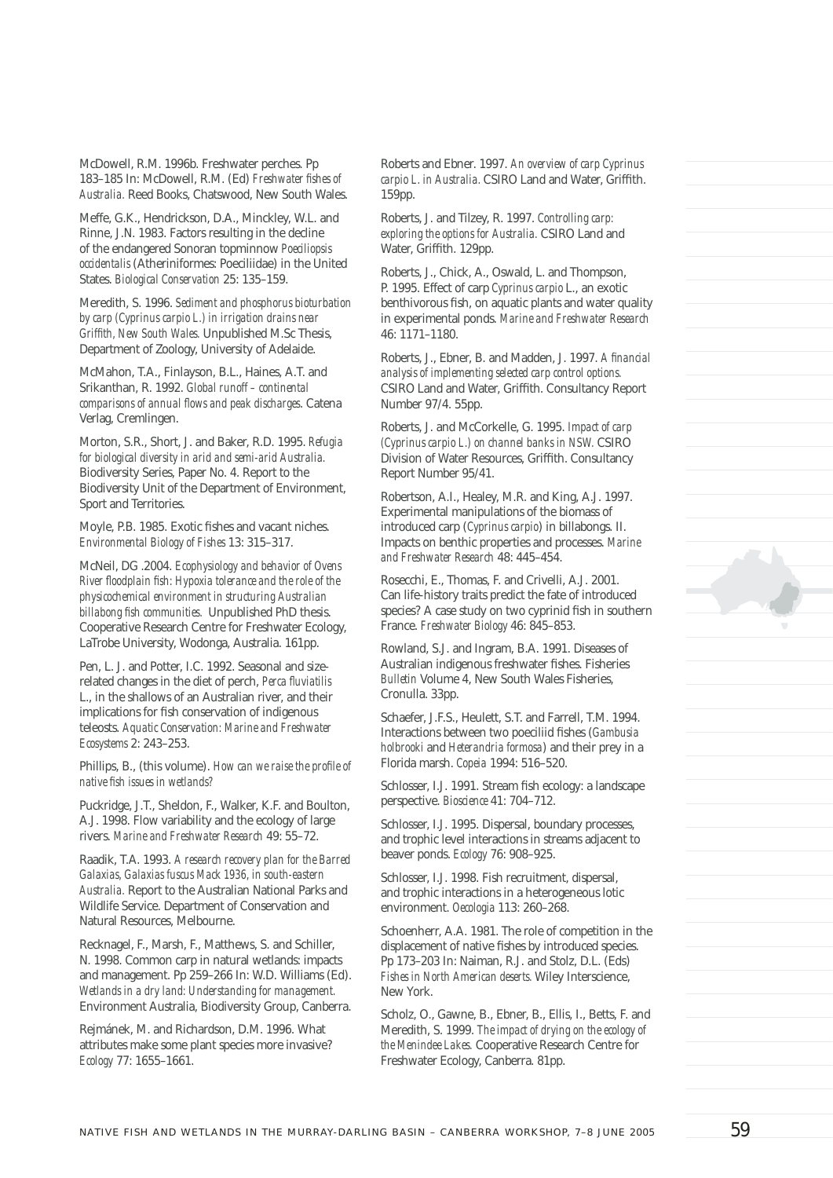McDowell, R.M. 1996b. Freshwater perches. Pp 183–185 In: McDowell, R.M. (Ed) *Freshwater fishes of Australia.* Reed Books, Chatswood, New South Wales.

Meffe, G.K., Hendrickson, D.A., Minckley, W.L. and Rinne, J.N. 1983. Factors resulting in the decline of the endangered Sonoran topminnow *Poeciliopsis occidentalis* (Atheriniformes: Poeciliidae) in the United States. *Biological Conservation* 25: 135–159.

Meredith, S. 1996. *Sediment and phosphorus bioturbation by carp (Cyprinus carpio L.) in irrigation drains near Griffith, New South Wales.* Unpublished M.Sc Thesis, Department of Zoology, University of Adelaide.

McMahon, T.A., Finlayson, B.L., Haines, A.T. and Srikanthan, R. 1992. *Global runoff – continental comparisons of annual flows and peak discharges.* Catena Verlag, Cremlingen.

Morton, S.R., Short, J. and Baker, R.D. 1995. *Refugia for biological diversity in arid and semi-arid Australia.* Biodiversity Series, Paper No. 4. Report to the Biodiversity Unit of the Department of Environment, Sport and Territories.

Moyle, P.B. 1985. Exotic fishes and vacant niches. *Environmental Biology of Fishes* 13: 315–317.

McNeil, DG .2004. *Ecophysiology and behavior of Ovens River floodplain fish: Hypoxia tolerance and the role of the physicochemical environment in structuring Australian billabong fish communities.* Unpublished PhD thesis. Cooperative Research Centre for Freshwater Ecology, LaTrobe University, Wodonga, Australia. 161pp.

Pen, L. J. and Potter, I.C. 1992. Seasonal and size-related changes in the diet of perch, *Perca fluviatilis* L., in the shallows of an Australian river, and their implications for fish conservation of indigenous teleosts. *Aquatic Conservation: Marine and Freshwater Ecosystems* 2: 243–253.

Phillips, B., (this volume). *How can we raise the profile of native fish issues in wetlands?*

Puckridge, J.T., Sheldon, F., Walker, K.F. and Boulton, A.J. 1998. Flow variability and the ecology of large rivers. *Marine and Freshwater Research* 49: 55–72.

Raadik, T.A. 1993. *A research recovery plan for the Barred Galaxias, Galaxias fuscus Mack 1936, in south-eastern Australia.* Report to the Australian National Parks and Wildlife Service. Department of Conservation and Natural Resources, Melbourne.

Recknagel, F., Marsh, F., Matthews, S. and Schiller, N. 1998. Common carp in natural wetlands: impacts and management. Pp 259–266 In: W.D. Williams (Ed). *Wetlands in a dry land: Understanding for management.* Environment Australia, Biodiversity Group, Canberra.

Rejmánek, M. and Richardson, D.M. 1996. What attributes make some plant species more invasive? *Ecology* 77: 1655–1661.

Roberts and Ebner. 1997. *An overview of carp Cyprinus carpio L. in Australia.* CSIRO Land and Water, Griffith. 159pp.

Roberts, J. and Tilzey, R. 1997. *Controlling carp: exploring the options for Australia.* CSIRO Land and Water, Griffith. 129pp.

Roberts, J., Chick, A., Oswald, L. and Thompson, P. 1995. Effect of carp *Cyprinus carpio* L., an exotic benthivorous fish, on aquatic plants and water quality in experimental ponds. *Marine and Freshwater Research* 46: 1171–1180.

Roberts, J., Ebner, B. and Madden, J. 1997. *A financial analysis of implementing selected carp control options.* CSIRO Land and Water, Griffith. Consultancy Report Number 97/4. 55pp.

Roberts, J. and McCorkelle, G. 1995. *Impact of carp (Cyprinus carpio L.) on channel banks in NSW.* CSIRO Division of Water Resources, Griffith. Consultancy Report Number 95/41.

Robertson, A.I., Healey, M.R. and King, A.J. 1997. Experimental manipulations of the biomass of introduced carp (*Cyprinus carpio*) in billabongs. II. Impacts on benthic properties and processes. *Marine and Freshwater Research* 48: 445–454.

Rosecchi, E., Thomas, F. and Crivelli, A.J. 2001. Can life-history traits predict the fate of introduced species? A case study on two cyprinid fish in southern France. *Freshwater Biology* 46: 845–853.

Rowland, S.J. and Ingram, B.A. 1991. Diseases of Australian indigenous freshwater fishes. Fisheries *Bulletin* Volume 4, New South Wales Fisheries, Cronulla. 33pp.

Schaefer, J.F.S., Heulett, S.T. and Farrell, T.M. 1994. Interactions between two poeciliid fishes (*Gambusia holbrooki* and *Heterandria formosa*) and their prey in a Florida marsh. *Copeia* 1994: 516–520.

Schlosser, I.J. 1991. Stream fish ecology: a landscape perspective. *Bioscience* 41: 704–712.

Schlosser, I.J. 1995. Dispersal, boundary processes, and trophic level interactions in streams adjacent to beaver ponds. *Ecology* 76: 908–925.

Schlosser, I.J. 1998. Fish recruitment, dispersal, and trophic interactions in a heterogeneous lotic environment. *Oecologia* 113: 260–268.

Schoenherr, A.A. 1981. The role of competition in the displacement of native fishes by introduced species. Pp 173–203 In: Naiman, R.J. and Stolz, D.L. (Eds) *Fishes in North American deserts.* Wiley Interscience, New York.

Scholz, O., Gawne, B., Ebner, B., Ellis, I., Betts, F. and Meredith, S. 1999. *The impact of drying on the ecology of the Menindee Lakes.* Cooperative Research Centre for Freshwater Ecology, Canberra. 81pp.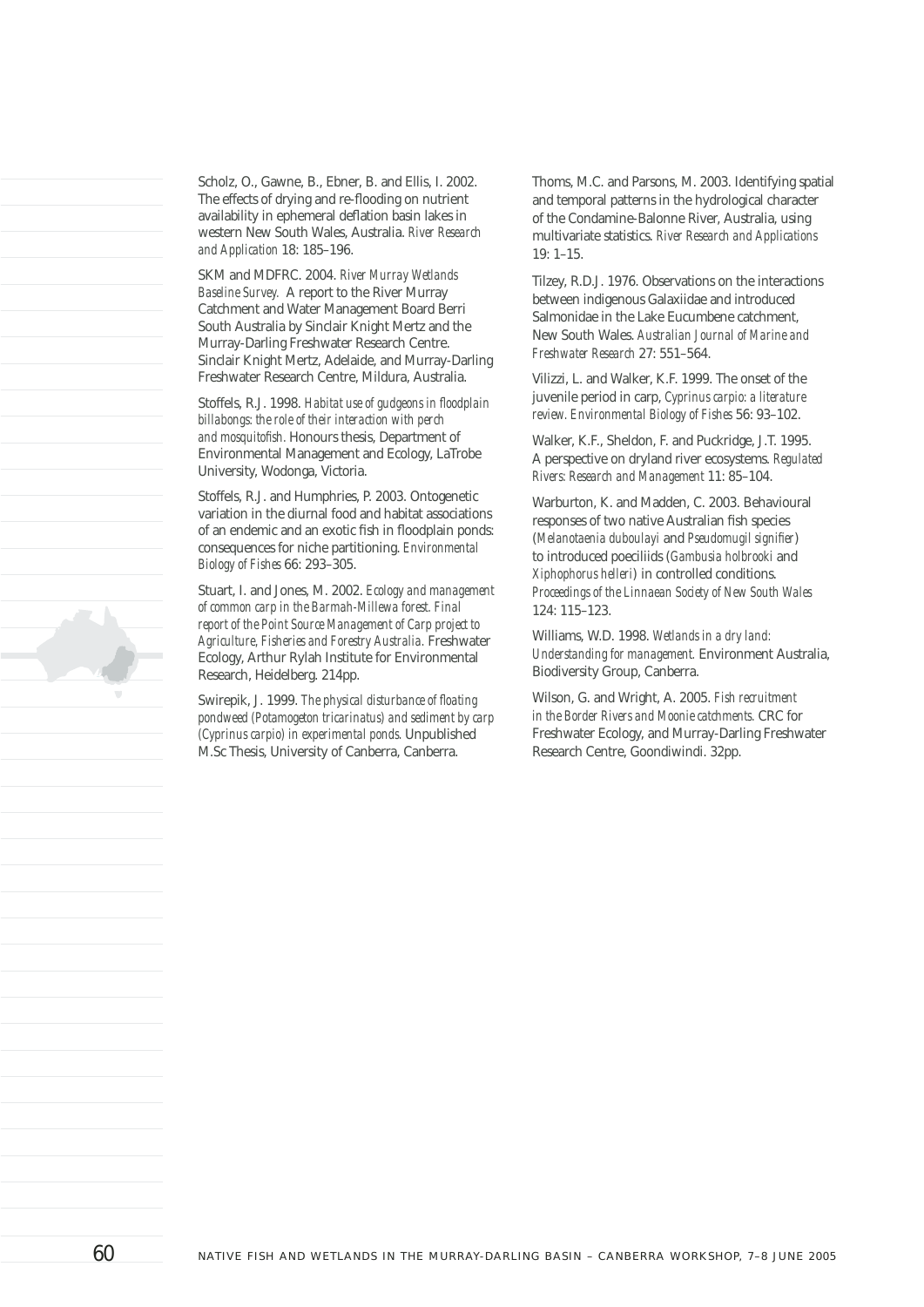Scholz, O., Gawne, B., Ebner, B. and Ellis, I. 2002. The effects of drying and re-flooding on nutrient availability in ephemeral deflation basin lakes in western New South Wales, Australia. *River Research and Application* 18: 185–196.

SKM and MDFRC. 2004. *River Murray Wetlands Baseline Survey.* A report to the River Murray Catchment and Water Management Board Berri South Australia by Sinclair Knight Mertz and the Murray-Darling Freshwater Research Centre. Sinclair Knight Mertz, Adelaide, and Murray-Darling Freshwater Research Centre, Mildura, Australia.

Stoffels, R.J. 1998. *Habitat use of gudgeons in floodplain billabongs: the role of their interaction with perch and mosquitofish.* Honours thesis, Department of Environmental Management and Ecology, LaTrobe University, Wodonga, Victoria.

Stoffels, R.J. and Humphries, P. 2003. Ontogenetic variation in the diurnal food and habitat associations of an endemic and an exotic fish in floodplain ponds: consequences for niche partitioning. *Environmental Biology of Fishes* 66: 293–305.

Stuart, I. and Jones, M. 2002. *Ecology and management of common carp in the Barmah-Millewa forest. Final report of the Point Source Management of Carp project to Agriculture, Fisheries and Forestry Australia.* Freshwater Ecology, Arthur Rylah Institute for Environmental Research, Heidelberg. 214pp.

Swirepik, J. 1999. *The physical disturbance of floating pondweed (Potamogeton tricarinatus) and sediment by carp (Cyprinus carpio) in experimental ponds.* Unpublished M.Sc Thesis, University of Canberra, Canberra.

Thoms, M.C. and Parsons, M. 2003. Identifying spatial and temporal patterns in the hydrological character of the Condamine-Balonne River, Australia, using multivariate statistics. *River Research and Applications* 19: 1–15.

Tilzey, R.D.J. 1976. Observations on the interactions between indigenous Galaxiidae and introduced Salmonidae in the Lake Eucumbene catchment, New South Wales. *Australian Journal of Marine and Freshwater Research* 27: 551–564.

Vilizzi, L. and Walker, K.F. 1999. The onset of the juvenile period in carp, *Cyprinus carpio: a literature review. Environmental Biology of Fishes* 56: 93–102.

Walker, K.F., Sheldon, F. and Puckridge, J.T. 1995. A perspective on dryland river ecosystems. *Regulated Rivers: Research and Management* 11: 85–104.

Warburton, K. and Madden, C. 2003. Behavioural responses of two native Australian fish species (*Melanotaenia duboulayi* and *Pseudomugil signifier*) to introduced poeciliids (*Gambusia holbrooki* and *Xiphophorus helleri*) in controlled conditions. *Proceedings of the Linnaean Society of New South Wales* 124: 115–123.

Williams, W.D. 1998. *Wetlands in a dry land: Understanding for management.* Environment Australia, Biodiversity Group, Canberra.

Wilson, G. and Wright, A. 2005. *Fish recruitment in the Border Rivers and Moonie catchments.* CRC for Freshwater Ecology, and Murray-Darling Freshwater Research Centre, Goondiwindi. 32pp.